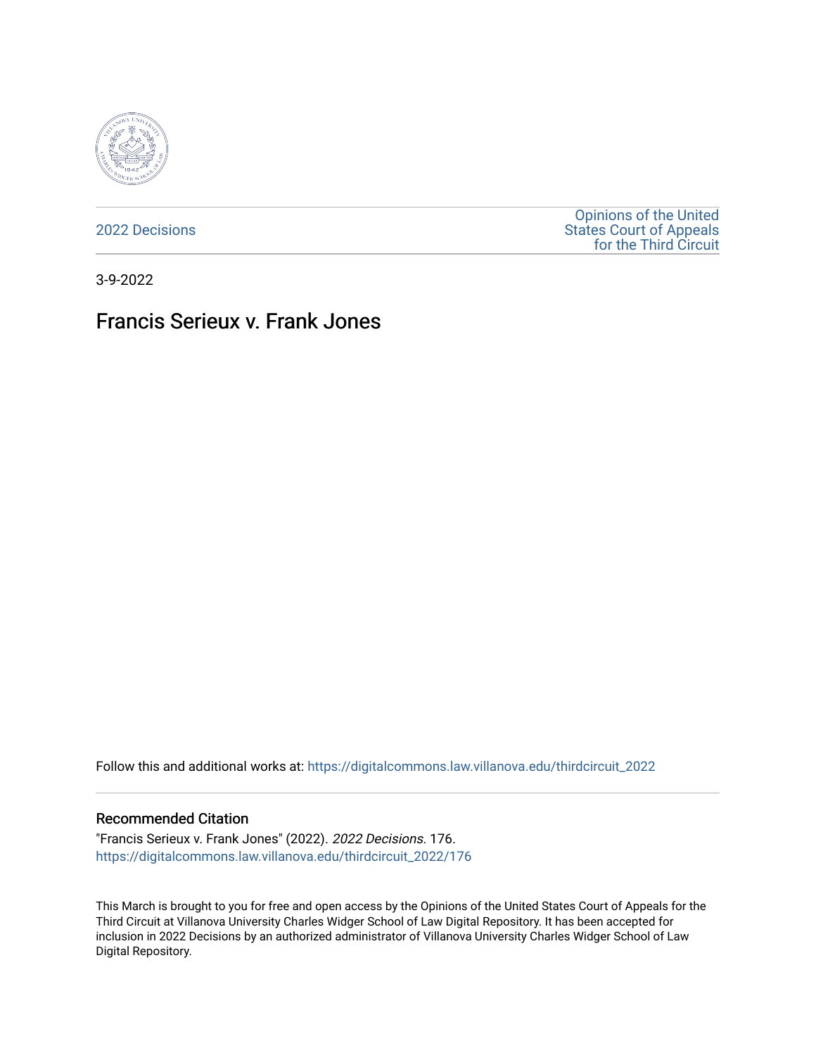2022 Decisions

Opinions of the United States Court of Appeals for the Third Circuit

3-9-2022

# Francis Serieux v. Frank Jones

Follow this and additional works at: https://digitalcommons.law.villanova.edu/thirdcircuit_2022

## Recommended Citation

"Francis Serieux v. Frank Jones" (2022). *2022 Decisions*. 176.
https://digitalcommons.law.villanova.edu/thirdcircuit_2022/176

This March is brought to you for free and open access by the Opinions of the United States Court of Appeals for the Third Circuit at Villanova University Charles Widger School of Law Digital Repository. It has been accepted for inclusion in 2022 Decisions by an authorized administrator of Villanova University Charles Widger School of Law Digital Repository.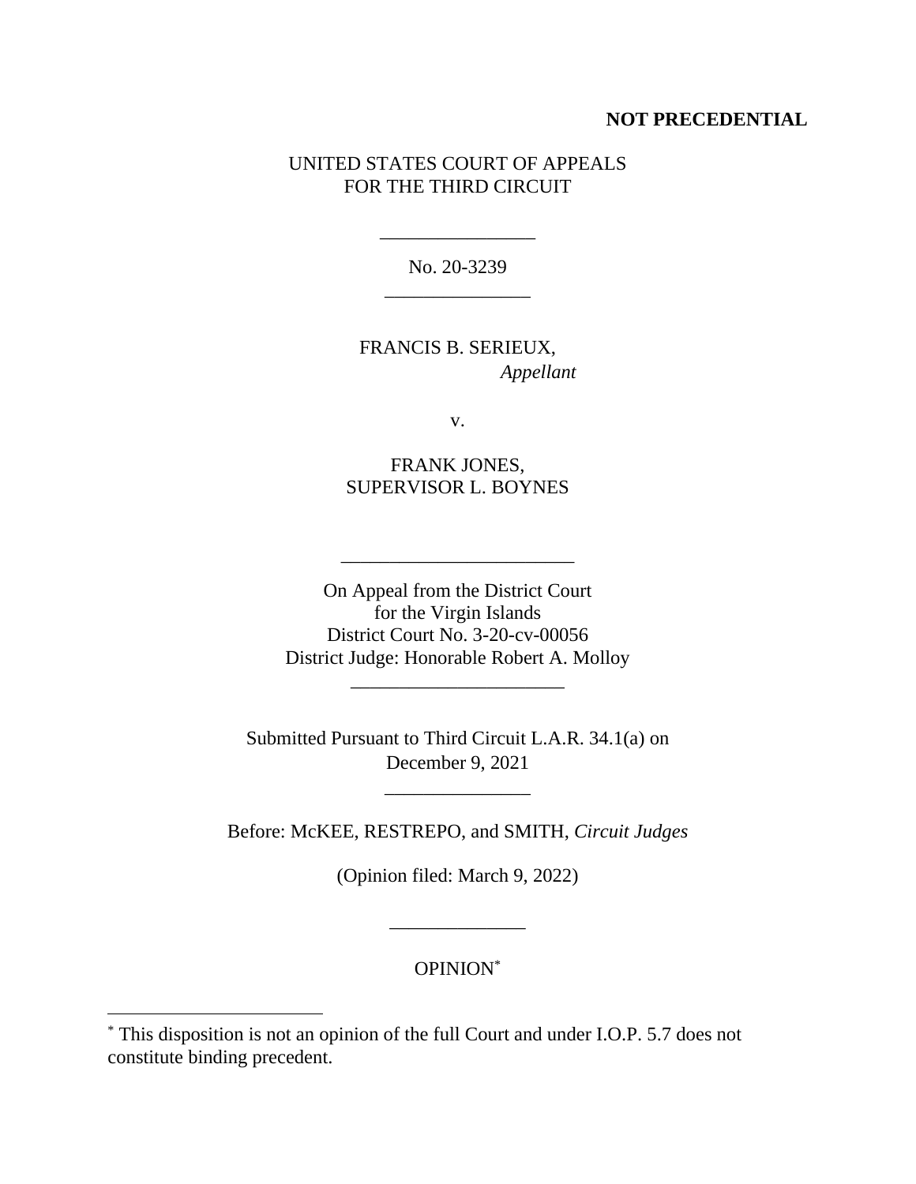**NOT PRECEDENTIAL**

UNITED STATES COURT OF APPEALS
FOR THE THIRD CIRCUIT

\_\_\_\_\_\_\_\_\_\_\_\_\_\_\_\_

No. 20-3239

\_\_\_\_\_\_\_\_\_\_\_\_\_\_\_

FRANCIS B. SERIEUX,
*Appellant*

v.

FRANK JONES,
SUPERVISOR L. BOYNES

\_\_\_\_\_\_\_\_\_\_\_\_\_\_\_\_\_\_\_\_\_\_\_\_

On Appeal from the District Court
for the Virgin Islands
District Court No. 3-20-cv-00056
District Judge: Honorable Robert A. Molloy

\_\_\_\_\_\_\_\_\_\_\_\_\_\_\_\_\_\_\_\_\_\_

Submitted Pursuant to Third Circuit L.A.R. 34.1(a) on
December 9, 2021

\_\_\_\_\_\_\_\_\_\_\_\_\_\_\_

Before: McKEE, RESTREPO, and SMITH, *Circuit Judges*

(Opinion filed: March 9, 2022)

\_\_\_\_\_\_\_\_\_\_\_\_\_\_

OPINION[*]

---

[*] This disposition is not an opinion of the full Court and under I.O.P. 5.7 does not constitute binding precedent.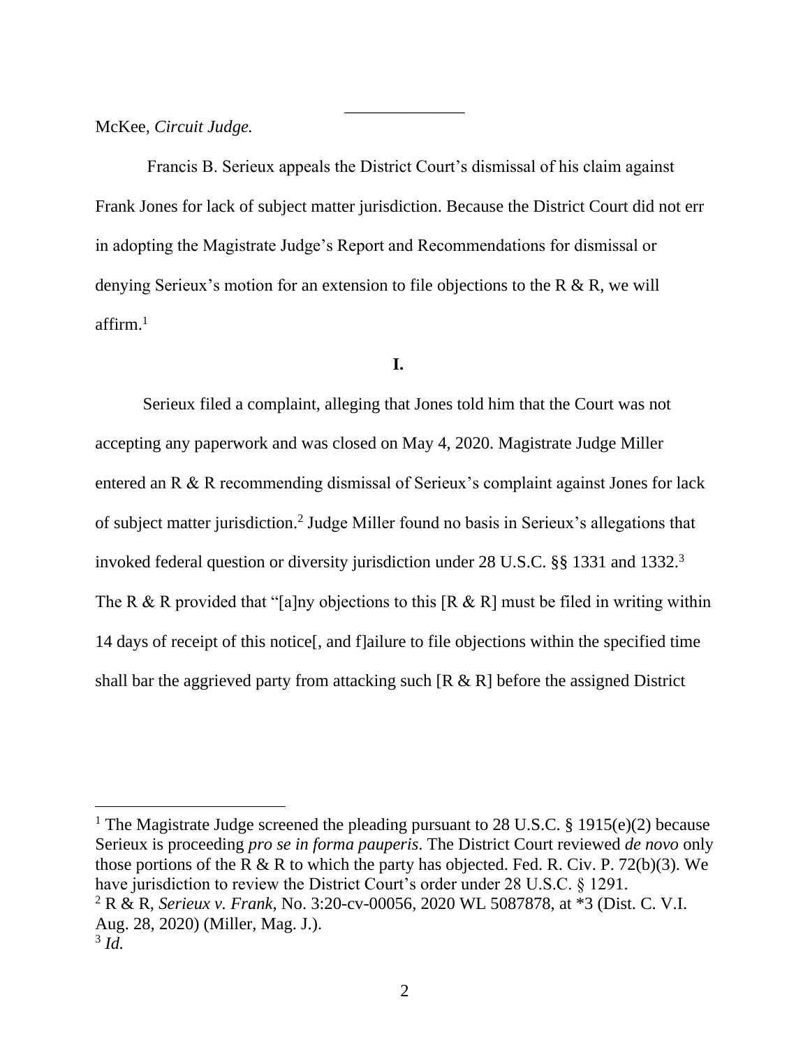McKee, *Circuit Judge.*

Francis B. Serieux appeals the District Court's dismissal of his claim against Frank Jones for lack of subject matter jurisdiction. Because the District Court did not err in adopting the Magistrate Judge's Report and Recommendations for dismissal or denying Serieux's motion for an extension to file objections to the R & R, we will affirm.[1]

**I.**

Serieux filed a complaint, alleging that Jones told him that the Court was not accepting any paperwork and was closed on May 4, 2020. Magistrate Judge Miller entered an R & R recommending dismissal of Serieux's complaint against Jones for lack of subject matter jurisdiction.[2] Judge Miller found no basis in Serieux's allegations that invoked federal question or diversity jurisdiction under 28 U.S.C. §§ 1331 and 1332.[3] The R & R provided that "[a]ny objections to this [R & R] must be filed in writing within 14 days of receipt of this notice[, and f]ailure to file objections within the specified time shall bar the aggrieved party from attacking such [R & R] before the assigned District

---

[1] The Magistrate Judge screened the pleading pursuant to 28 U.S.C. § 1915(e)(2) because Serieux is proceeding *pro se in forma pauperis*. The District Court reviewed *de novo* only those portions of the R & R to which the party has objected. Fed. R. Civ. P. 72(b)(3). We have jurisdiction to review the District Court's order under 28 U.S.C. § 1291.

[2] R & R, *Serieux v. Frank*, No. 3:20-cv-00056, 2020 WL 5087878, at *3 (Dist. C. V.I. Aug. 28, 2020) (Miller, Mag. J.).

[3] *Id.*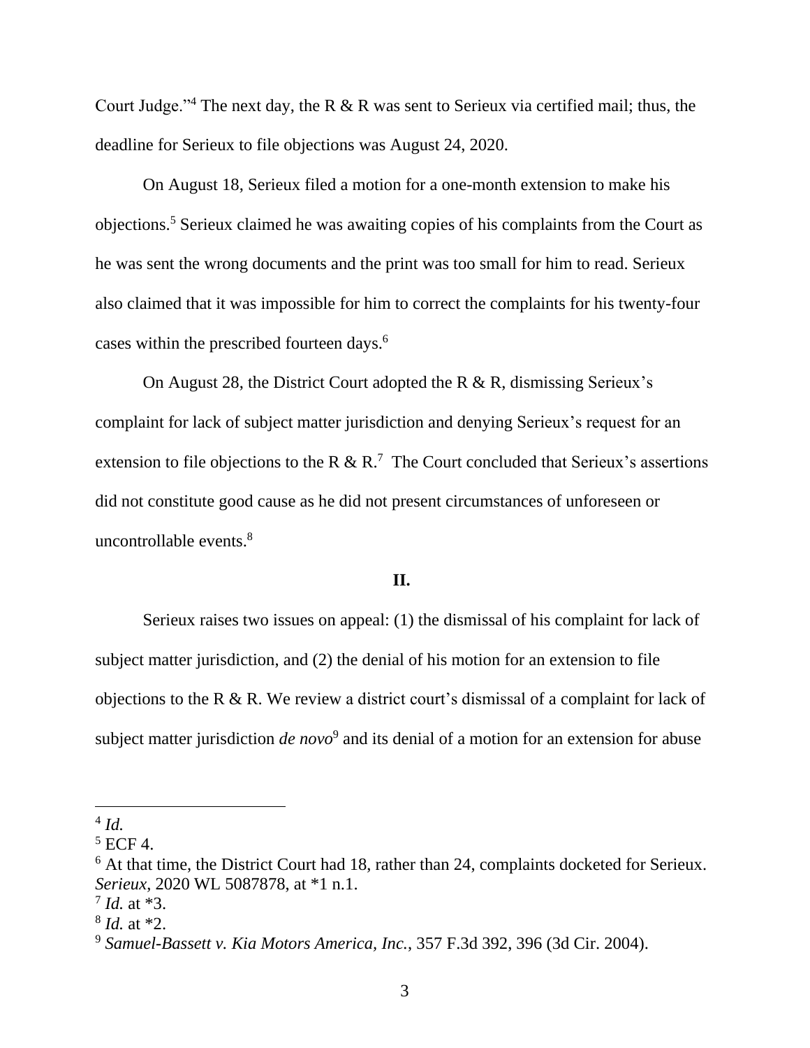Court Judge."[4] The next day, the R & R was sent to Serieux via certified mail; thus, the deadline for Serieux to file objections was August 24, 2020.

On August 18, Serieux filed a motion for a one-month extension to make his objections.[5] Serieux claimed he was awaiting copies of his complaints from the Court as he was sent the wrong documents and the print was too small for him to read. Serieux also claimed that it was impossible for him to correct the complaints for his twenty-four cases within the prescribed fourteen days.[6]

On August 28, the District Court adopted the R & R, dismissing Serieux's complaint for lack of subject matter jurisdiction and denying Serieux's request for an extension to file objections to the R & R.[7] The Court concluded that Serieux's assertions did not constitute good cause as he did not present circumstances of unforeseen or uncontrollable events.[8]

## II.

Serieux raises two issues on appeal: (1) the dismissal of his complaint for lack of subject matter jurisdiction, and (2) the denial of his motion for an extension to file objections to the R & R. We review a district court's dismissal of a complaint for lack of subject matter jurisdiction *de novo*[9] and its denial of a motion for an extension for abuse

---

[4] *Id.*

[5] ECF 4.

[6] At that time, the District Court had 18, rather than 24, complaints docketed for Serieux. *Serieux*, 2020 WL 5087878, at *1 n.1.

[7] *Id.* at *3.

[8] *Id.* at *2.

[9] *Samuel-Bassett v. Kia Motors America, Inc.*, 357 F.3d 392, 396 (3d Cir. 2004).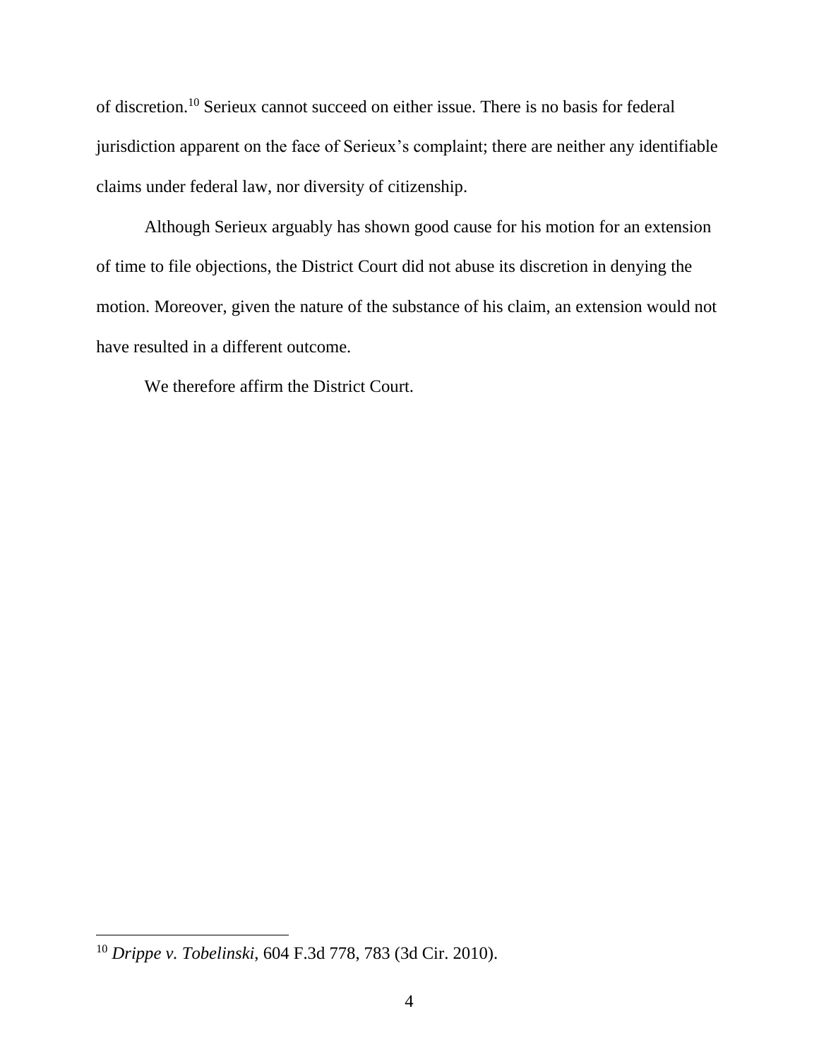of discretion.[10] Serieux cannot succeed on either issue. There is no basis for federal jurisdiction apparent on the face of Serieux's complaint; there are neither any identifiable claims under federal law, nor diversity of citizenship.

Although Serieux arguably has shown good cause for his motion for an extension of time to file objections, the District Court did not abuse its discretion in denying the motion. Moreover, given the nature of the substance of his claim, an extension would not have resulted in a different outcome.

We therefore affirm the District Court.

---

[10] *Drippe v. Tobelinski*, 604 F.3d 778, 783 (3d Cir. 2010).